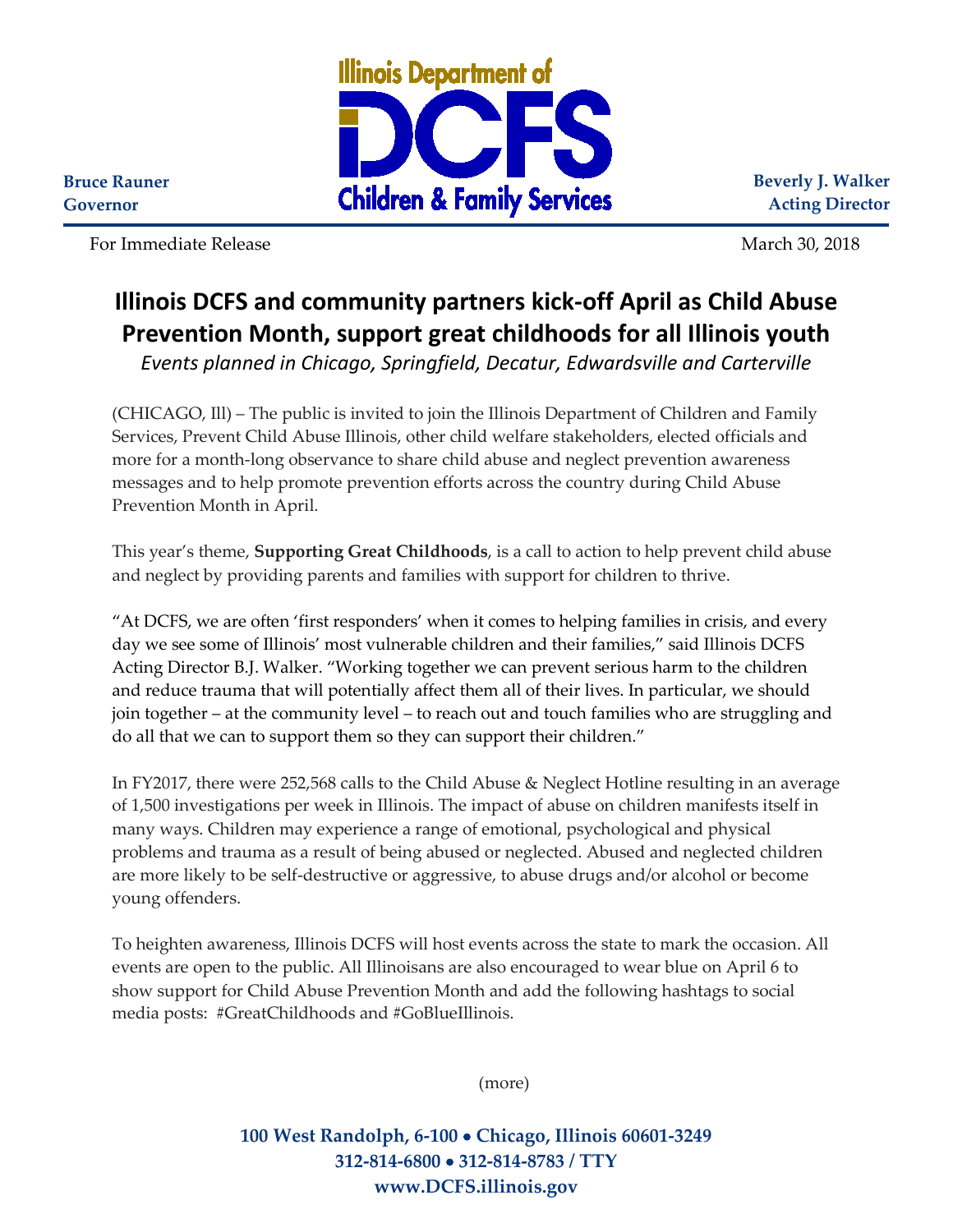Bruce Rauner
Governor

**Illinois Department of DCFS Children & Family Services**

Beverly J. Walker
Acting Director

For Immediate Release March 30, 2018

# Illinois DCFS and community partners kick-off April as Child Abuse Prevention Month, support great childhoods for all Illinois youth

*Events planned in Chicago, Springfield, Decatur, Edwardsville and Carterville*

(CHICAGO, Ill) – The public is invited to join the Illinois Department of Children and Family Services, Prevent Child Abuse Illinois, other child welfare stakeholders, elected officials and more for a month-long observance to share child abuse and neglect prevention awareness messages and to help promote prevention efforts across the country during Child Abuse Prevention Month in April.

This year's theme, **Supporting Great Childhoods**, is a call to action to help prevent child abuse and neglect by providing parents and families with support for children to thrive.

"At DCFS, we are often 'first responders' when it comes to helping families in crisis, and every day we see some of Illinois' most vulnerable children and their families," said Illinois DCFS Acting Director B.J. Walker. "Working together we can prevent serious harm to the children and reduce trauma that will potentially affect them all of their lives. In particular, we should join together – at the community level – to reach out and touch families who are struggling and do all that we can to support them so they can support their children."

In FY2017, there were 252,568 calls to the Child Abuse & Neglect Hotline resulting in an average of 1,500 investigations per week in Illinois. The impact of abuse on children manifests itself in many ways. Children may experience a range of emotional, psychological and physical problems and trauma as a result of being abused or neglected. Abused and neglected children are more likely to be self-destructive or aggressive, to abuse drugs and/or alcohol or become young offenders.

To heighten awareness, Illinois DCFS will host events across the state to mark the occasion. All events are open to the public. All Illinoisans are also encouraged to wear blue on April 6 to show support for Child Abuse Prevention Month and add the following hashtags to social media posts: #GreatChildhoods and #GoBlueIllinois.

(more)

**100 West Randolph, 6-100 • Chicago, Illinois 60601-3249**
**312-814-6800 • 312-814-8783 / TTY**
**www.DCFS.illinois.gov**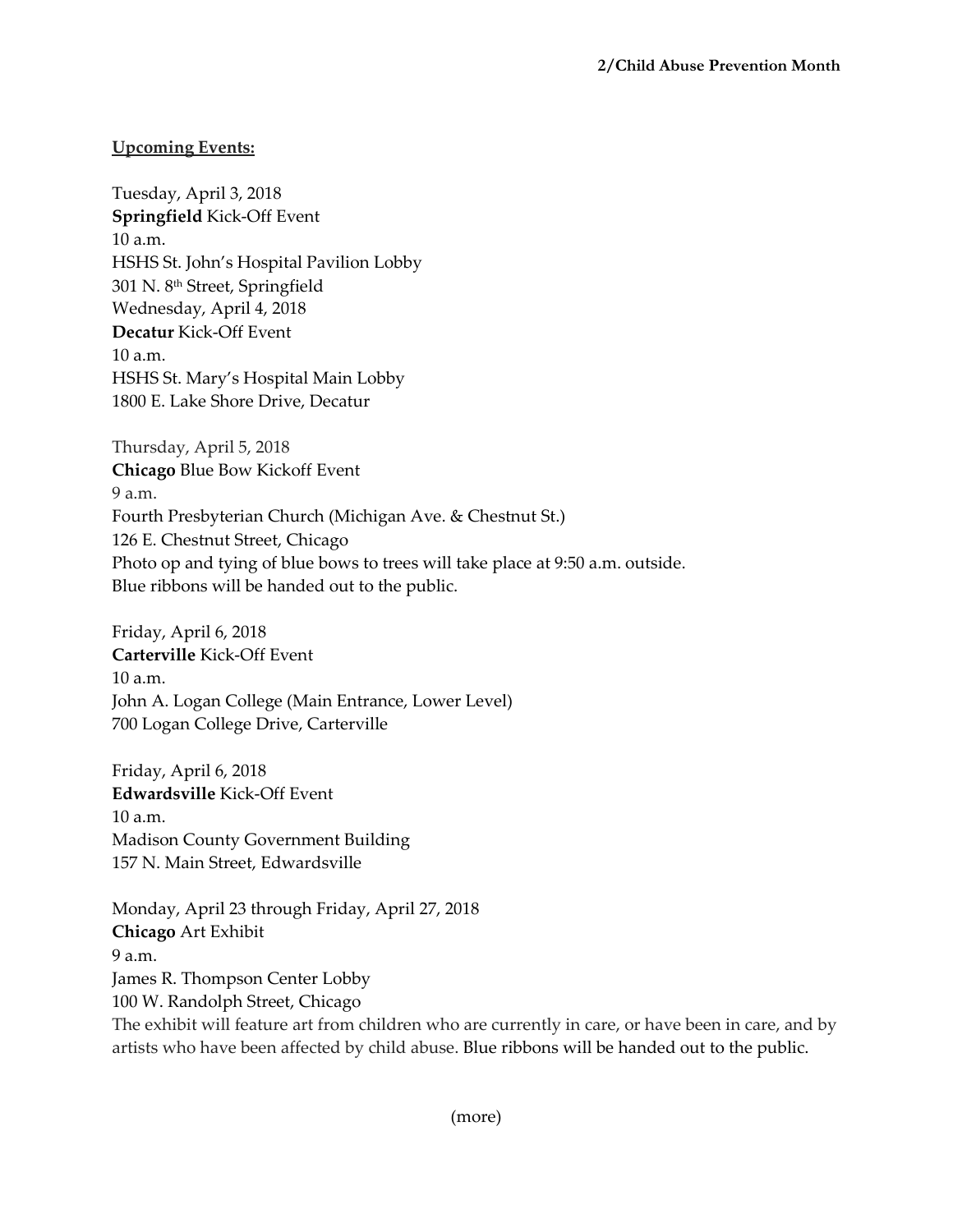**Upcoming Events:**

Tuesday, April 3, 2018
**Springfield** Kick-Off Event
10 a.m.
HSHS St. John's Hospital Pavilion Lobby
301 N. 8th Street, Springfield
Wednesday, April 4, 2018
**Decatur** Kick-Off Event
10 a.m.
HSHS St. Mary's Hospital Main Lobby
1800 E. Lake Shore Drive, Decatur

Thursday, April 5, 2018
**Chicago** Blue Bow Kickoff Event
9 a.m.
Fourth Presbyterian Church (Michigan Ave. & Chestnut St.)
126 E. Chestnut Street, Chicago
Photo op and tying of blue bows to trees will take place at 9:50 a.m. outside.
Blue ribbons will be handed out to the public.

Friday, April 6, 2018
**Carterville** Kick-Off Event
10 a.m.
John A. Logan College (Main Entrance, Lower Level)
700 Logan College Drive, Carterville

Friday, April 6, 2018
**Edwardsville** Kick-Off Event
10 a.m.
Madison County Government Building
157 N. Main Street, Edwardsville

Monday, April 23 through Friday, April 27, 2018
**Chicago** Art Exhibit
9 a.m.
James R. Thompson Center Lobby
100 W. Randolph Street, Chicago
The exhibit will feature art from children who are currently in care, or have been in care, and by artists who have been affected by child abuse. Blue ribbons will be handed out to the public.

(more)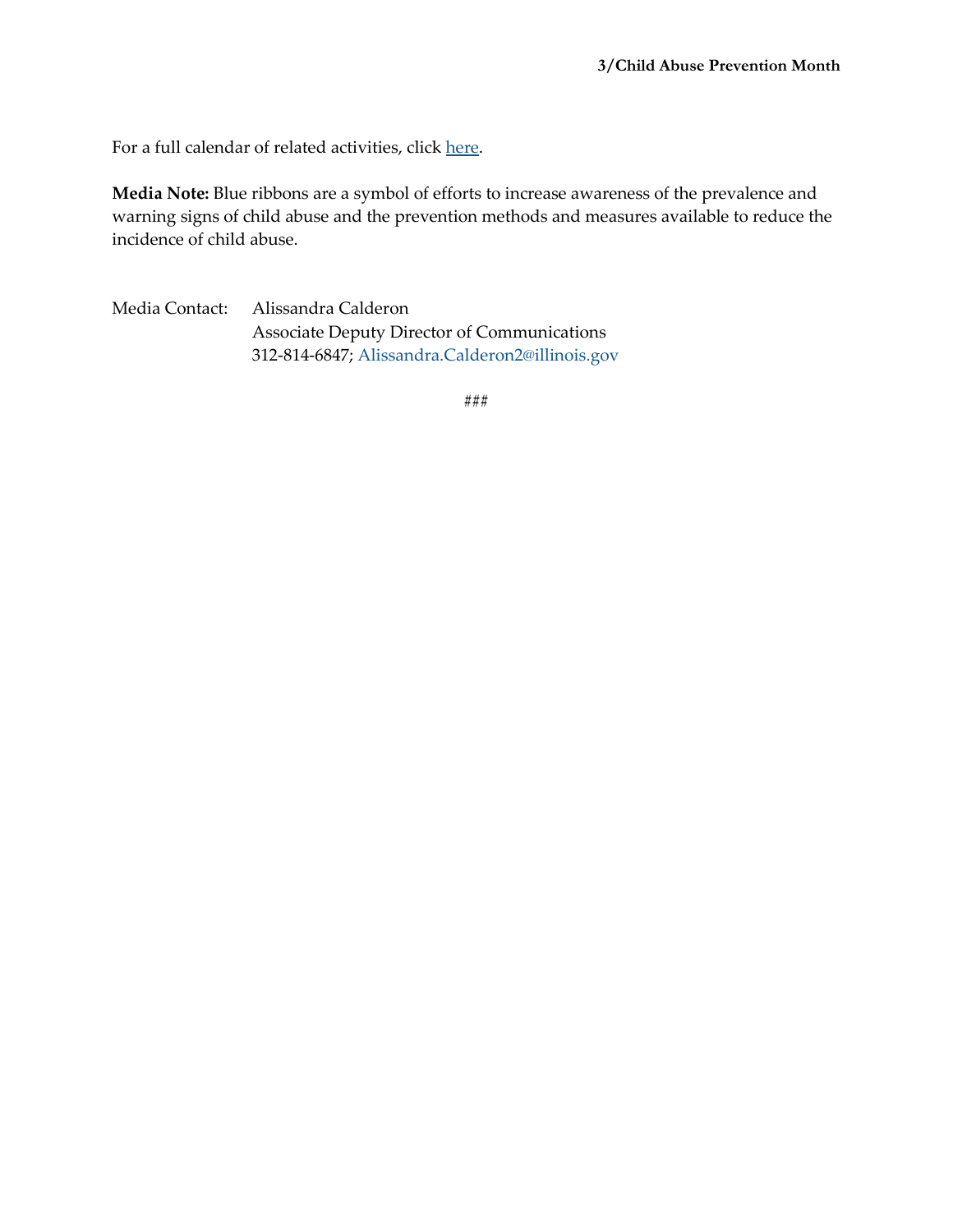For a full calendar of related activities, click here.

**Media Note:** Blue ribbons are a symbol of efforts to increase awareness of the prevalence and warning signs of child abuse and the prevention methods and measures available to reduce the incidence of child abuse.

Media Contact: Alissandra Calderon
Associate Deputy Director of Communications
312-814-6847; Alissandra.Calderon2@illinois.gov

###